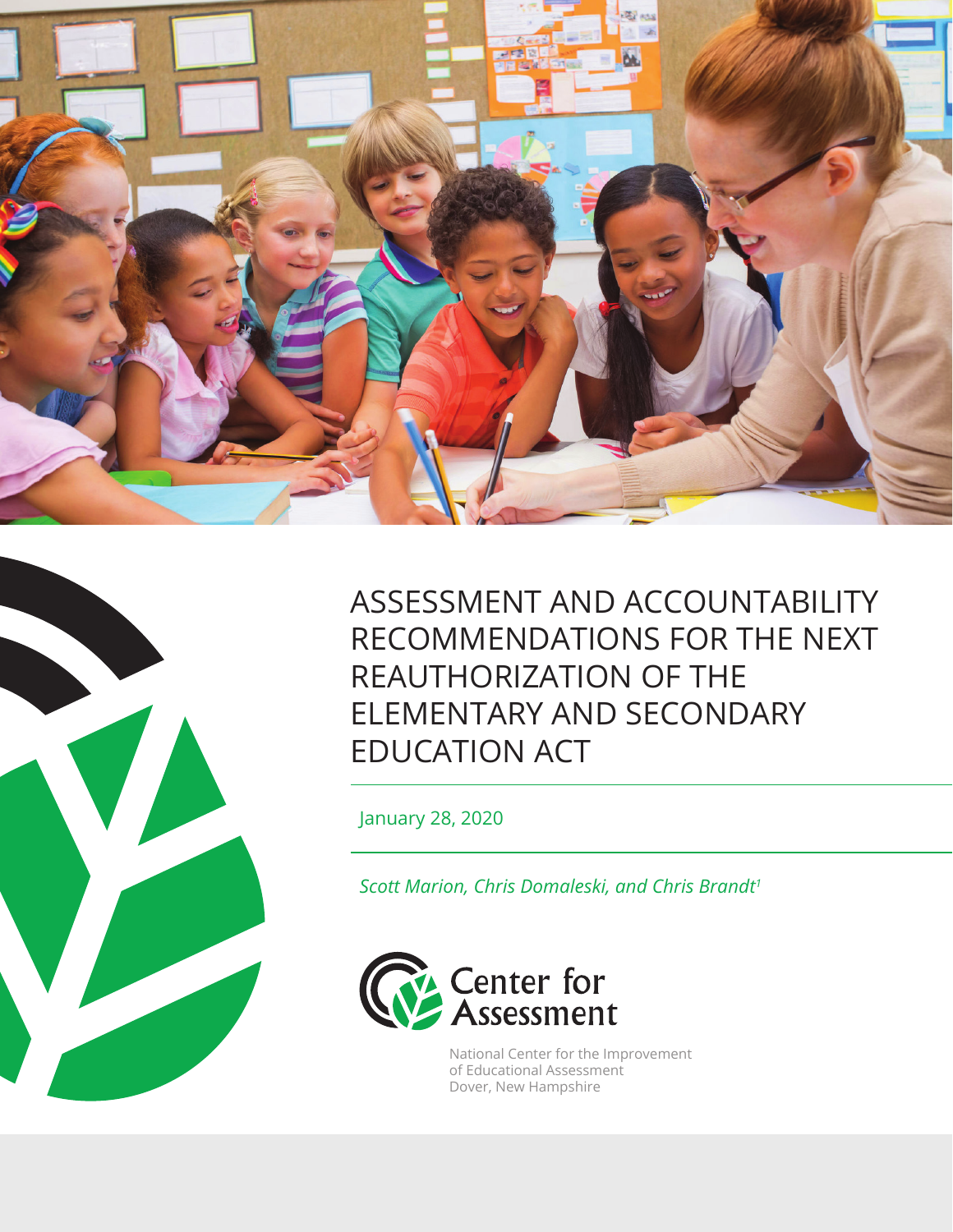# ASSESSMENT AND ACCOUNTABILITY RECOMMENDATIONS FOR THE NEXT REAUTHORIZATION OF THE ELEMENTARY AND SECONDARY EDUCATION ACT

January 28, 2020

*Scott Marion, Chris Domaleski, and Chris Brandt*[1]

Center for Assessment

National Center for the Improvement of Educational Assessment
Dover, New Hampshire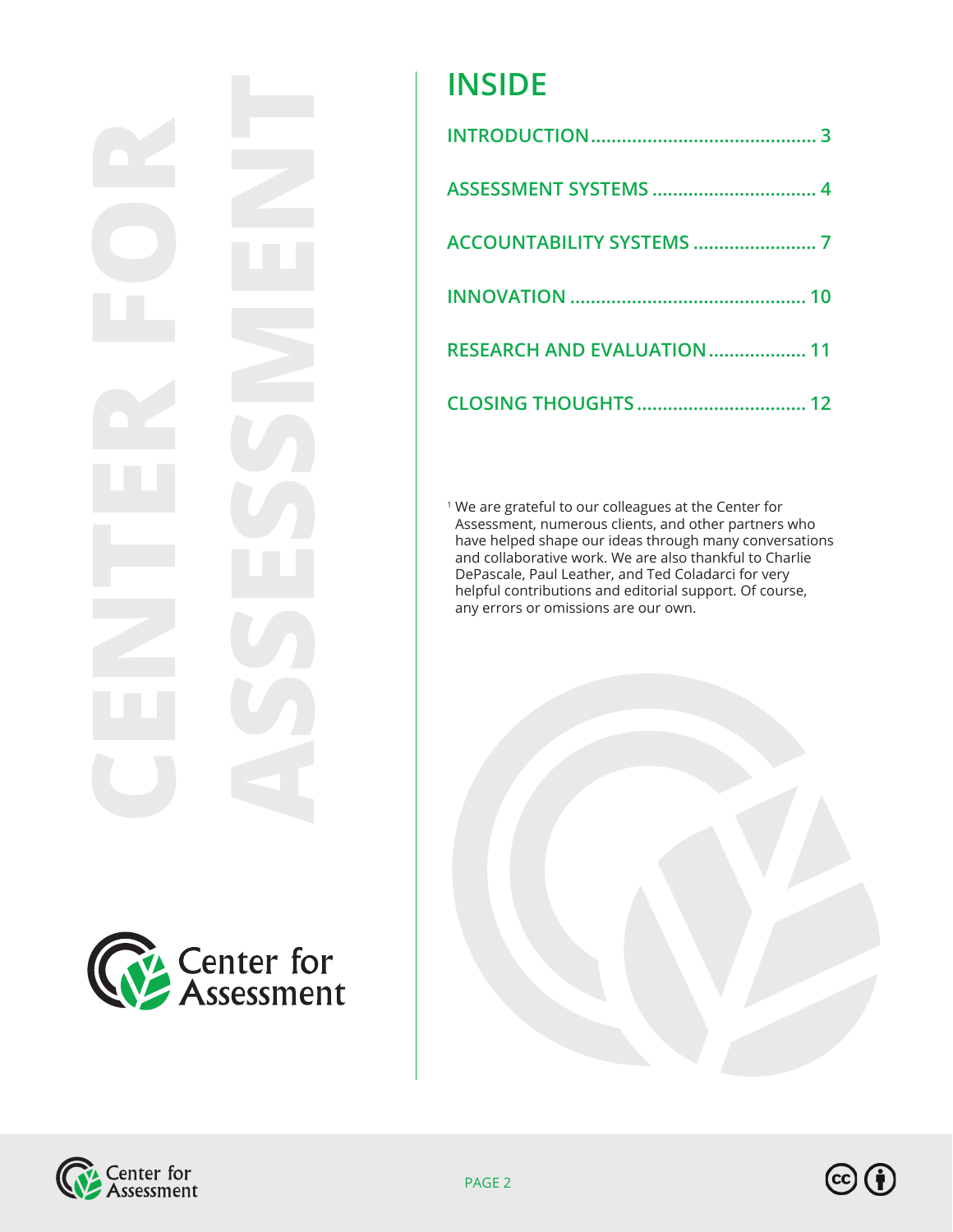# INSIDE

INTRODUCTION .......................................... 3

ASSESSMENT SYSTEMS ............................... 4

ACCOUNTABILITY SYSTEMS ....................... 7

INNOVATION ............................................ 10

RESEARCH AND EVALUATION .................. 11

CLOSING THOUGHTS ................................ 12

[1] We are grateful to our colleagues at the Center for Assessment, numerous clients, and other partners who have helped shape our ideas through many conversations and collaborative work. We are also thankful to Charlie DePascale, Paul Leather, and Ted Coladarci for very helpful contributions and editorial support. Of course, any errors or omissions are our own.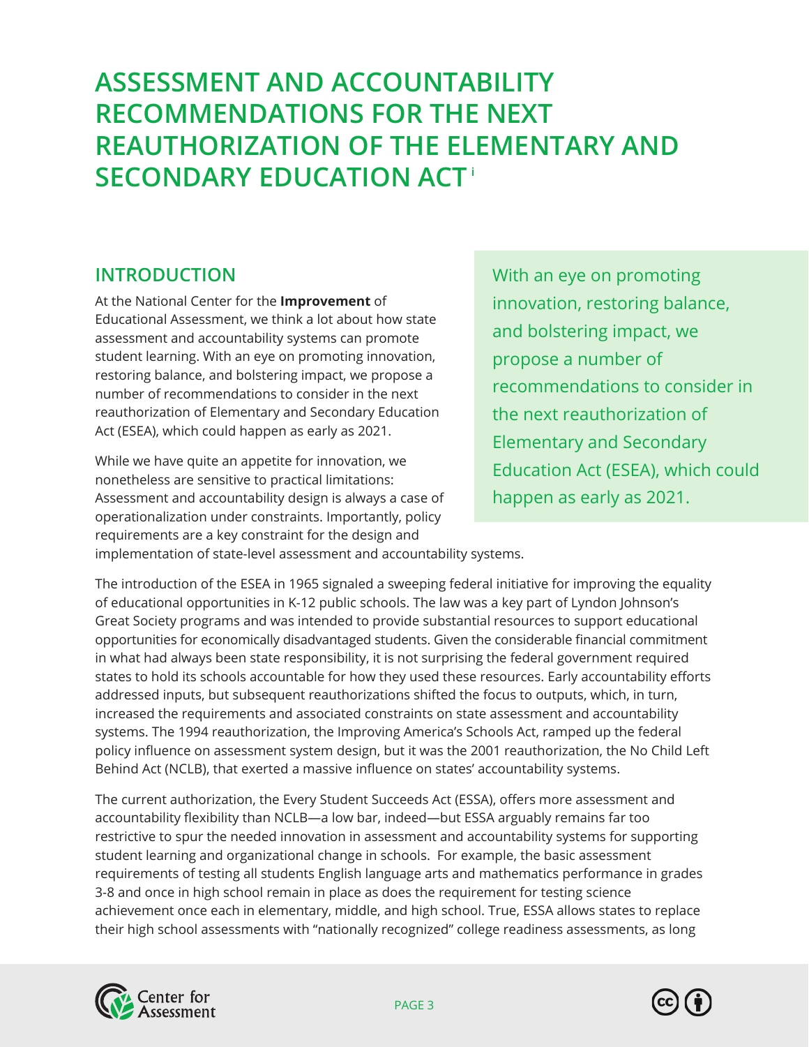# ASSESSMENT AND ACCOUNTABILITY RECOMMENDATIONS FOR THE NEXT REAUTHORIZATION OF THE ELEMENTARY AND SECONDARY EDUCATION ACT [i]

## INTRODUCTION

At the National Center for the **Improvement** of Educational Assessment, we think a lot about how state assessment and accountability systems can promote student learning. With an eye on promoting innovation, restoring balance, and bolstering impact, we propose a number of recommendations to consider in the next reauthorization of Elementary and Secondary Education Act (ESEA), which could happen as early as 2021.

> With an eye on promoting innovation, restoring balance, and bolstering impact, we propose a number of recommendations to consider in the next reauthorization of Elementary and Secondary Education Act (ESEA), which could happen as early as 2021.

While we have quite an appetite for innovation, we nonetheless are sensitive to practical limitations: Assessment and accountability design is always a case of operationalization under constraints. Importantly, policy requirements are a key constraint for the design and implementation of state-level assessment and accountability systems.

The introduction of the ESEA in 1965 signaled a sweeping federal initiative for improving the equality of educational opportunities in K-12 public schools. The law was a key part of Lyndon Johnson's Great Society programs and was intended to provide substantial resources to support educational opportunities for economically disadvantaged students. Given the considerable financial commitment in what had always been state responsibility, it is not surprising the federal government required states to hold its schools accountable for how they used these resources. Early accountability efforts addressed inputs, but subsequent reauthorizations shifted the focus to outputs, which, in turn, increased the requirements and associated constraints on state assessment and accountability systems. The 1994 reauthorization, the Improving America's Schools Act, ramped up the federal policy influence on assessment system design, but it was the 2001 reauthorization, the No Child Left Behind Act (NCLB), that exerted a massive influence on states' accountability systems.

The current authorization, the Every Student Succeeds Act (ESSA), offers more assessment and accountability flexibility than NCLB—a low bar, indeed—but ESSA arguably remains far too restrictive to spur the needed innovation in assessment and accountability systems for supporting student learning and organizational change in schools. For example, the basic assessment requirements of testing all students English language arts and mathematics performance in grades 3-8 and once in high school remain in place as does the requirement for testing science achievement once each in elementary, middle, and high school. True, ESSA allows states to replace their high school assessments with "nationally recognized" college readiness assessments, as long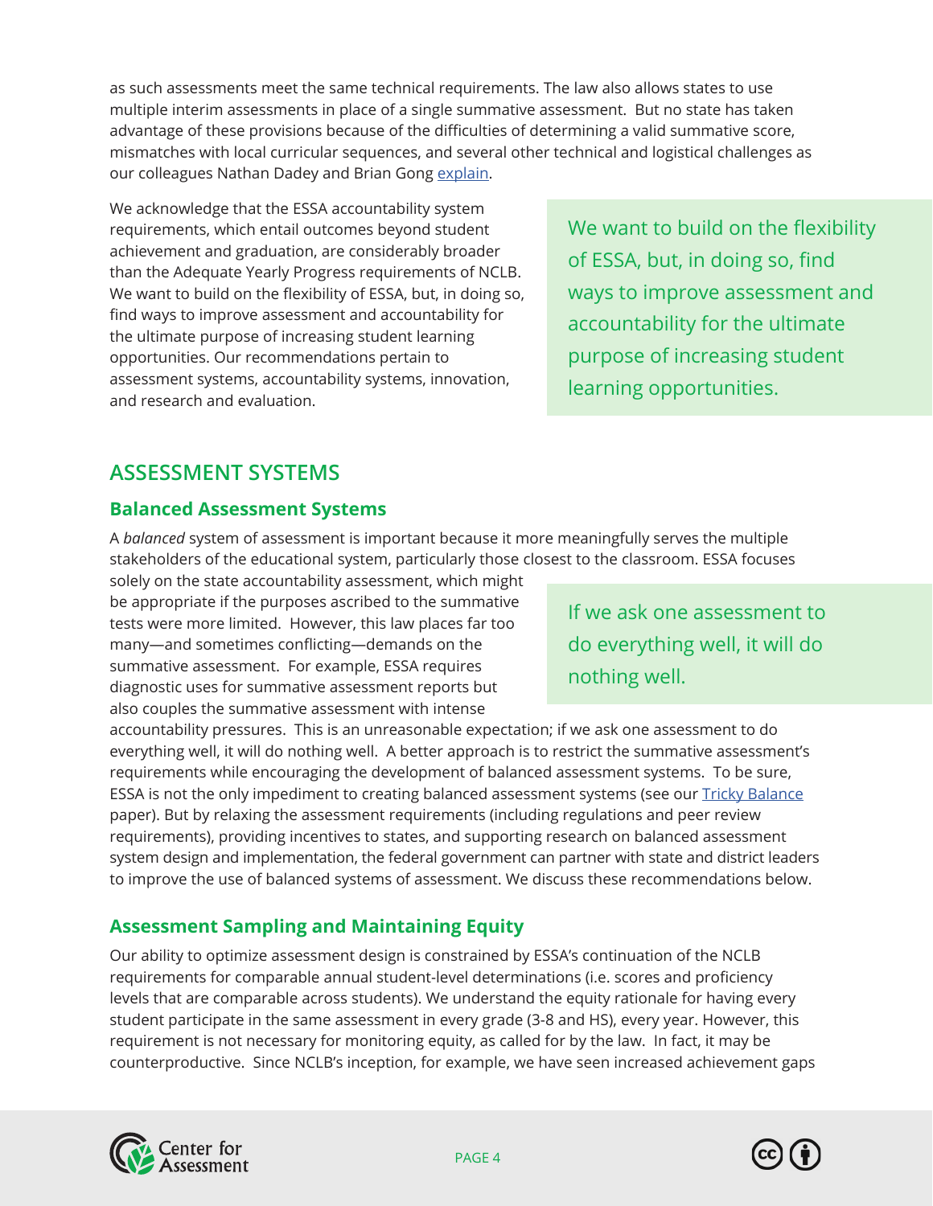as such assessments meet the same technical requirements. The law also allows states to use multiple interim assessments in place of a single summative assessment. But no state has taken advantage of these provisions because of the difficulties of determining a valid summative score, mismatches with local curricular sequences, and several other technical and logistical challenges as our colleagues Nathan Dadey and Brian Gong [explain](#).

We acknowledge that the ESSA accountability system requirements, which entail outcomes beyond student achievement and graduation, are considerably broader than the Adequate Yearly Progress requirements of NCLB. We want to build on the flexibility of ESSA, but, in doing so, find ways to improve assessment and accountability for the ultimate purpose of increasing student learning opportunities. Our recommendations pertain to assessment systems, accountability systems, innovation, and research and evaluation.

> We want to build on the flexibility of ESSA, but, in doing so, find ways to improve assessment and accountability for the ultimate purpose of increasing student learning opportunities.

## ASSESSMENT SYSTEMS

### Balanced Assessment Systems

A *balanced* system of assessment is important because it more meaningfully serves the multiple stakeholders of the educational system, particularly those closest to the classroom. ESSA focuses solely on the state accountability assessment, which might be appropriate if the purposes ascribed to the summative tests were more limited. However, this law places far too many—and sometimes conflicting—demands on the summative assessment. For example, ESSA requires diagnostic uses for summative assessment reports but also couples the summative assessment with intense accountability pressures. This is an unreasonable expectation; if we ask one assessment to do everything well, it will do nothing well. A better approach is to restrict the summative assessment's requirements while encouraging the development of balanced assessment systems. To be sure, ESSA is not the only impediment to creating balanced assessment systems (see our [Tricky Balance](#) paper). But by relaxing the assessment requirements (including regulations and peer review requirements), providing incentives to states, and supporting research on balanced assessment system design and implementation, the federal government can partner with state and district leaders to improve the use of balanced systems of assessment. We discuss these recommendations below.

> If we ask one assessment to do everything well, it will do nothing well.

### Assessment Sampling and Maintaining Equity

Our ability to optimize assessment design is constrained by ESSA's continuation of the NCLB requirements for comparable annual student-level determinations (i.e. scores and proficiency levels that are comparable across students). We understand the equity rationale for having every student participate in the same assessment in every grade (3-8 and HS), every year. However, this requirement is not necessary for monitoring equity, as called for by the law. In fact, it may be counterproductive. Since NCLB's inception, for example, we have seen increased achievement gaps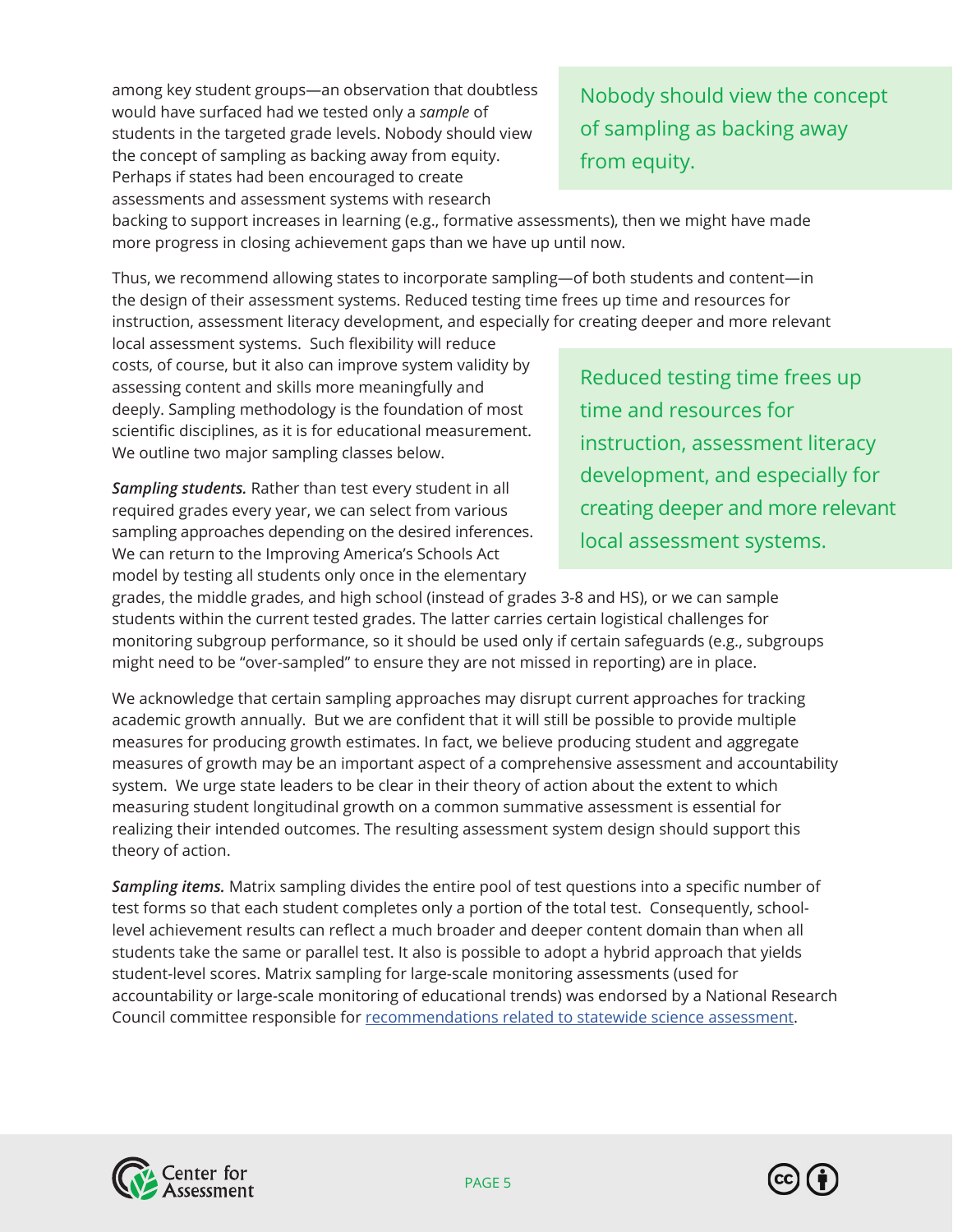among key student groups—an observation that doubtless would have surfaced had we tested only a *sample* of students in the targeted grade levels. Nobody should view the concept of sampling as backing away from equity. Perhaps if states had been encouraged to create assessments and assessment systems with research backing to support increases in learning (e.g., formative assessments), then we might have made more progress in closing achievement gaps than we have up until now.

> Nobody should view the concept of sampling as backing away from equity.

Thus, we recommend allowing states to incorporate sampling—of both students and content—in the design of their assessment systems. Reduced testing time frees up time and resources for instruction, assessment literacy development, and especially for creating deeper and more relevant local assessment systems. Such flexibility will reduce costs, of course, but it also can improve system validity by assessing content and skills more meaningfully and deeply. Sampling methodology is the foundation of most scientific disciplines, as it is for educational measurement. We outline two major sampling classes below.

> Reduced testing time frees up time and resources for instruction, assessment literacy development, and especially for creating deeper and more relevant local assessment systems.

***Sampling students.*** Rather than test every student in all required grades every year, we can select from various sampling approaches depending on the desired inferences. We can return to the Improving America's Schools Act model by testing all students only once in the elementary grades, the middle grades, and high school (instead of grades 3-8 and HS), or we can sample students within the current tested grades. The latter carries certain logistical challenges for monitoring subgroup performance, so it should be used only if certain safeguards (e.g., subgroups might need to be "over-sampled" to ensure they are not missed in reporting) are in place.

We acknowledge that certain sampling approaches may disrupt current approaches for tracking academic growth annually. But we are confident that it will still be possible to provide multiple measures for producing growth estimates. In fact, we believe producing student and aggregate measures of growth may be an important aspect of a comprehensive assessment and accountability system. We urge state leaders to be clear in their theory of action about the extent to which measuring student longitudinal growth on a common summative assessment is essential for realizing their intended outcomes. The resulting assessment system design should support this theory of action.

***Sampling items.*** Matrix sampling divides the entire pool of test questions into a specific number of test forms so that each student completes only a portion of the total test. Consequently, school-level achievement results can reflect a much broader and deeper content domain than when all students take the same or parallel test. It also is possible to adopt a hybrid approach that yields student-level scores. Matrix sampling for large-scale monitoring assessments (used for accountability or large-scale monitoring of educational trends) was endorsed by a National Research Council committee responsible for recommendations related to statewide science assessment.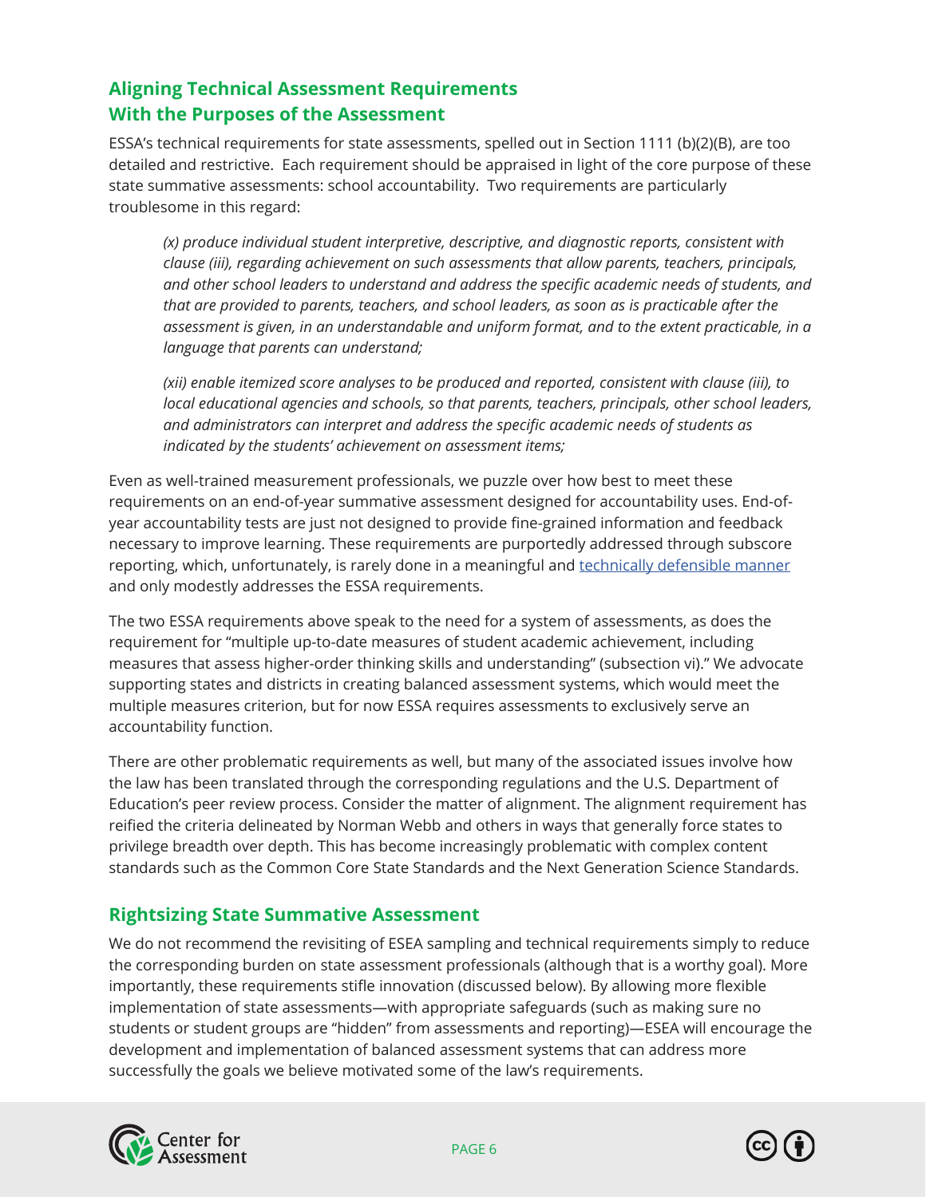## Aligning Technical Assessment Requirements With the Purposes of the Assessment

ESSA's technical requirements for state assessments, spelled out in Section 1111 (b)(2)(B), are too detailed and restrictive. Each requirement should be appraised in light of the core purpose of these state summative assessments: school accountability. Two requirements are particularly troublesome in this regard:

> *(x) produce individual student interpretive, descriptive, and diagnostic reports, consistent with clause (iii), regarding achievement on such assessments that allow parents, teachers, principals, and other school leaders to understand and address the specific academic needs of students, and that are provided to parents, teachers, and school leaders, as soon as is practicable after the assessment is given, in an understandable and uniform format, and to the extent practicable, in a language that parents can understand;*
>
> *(xii) enable itemized score analyses to be produced and reported, consistent with clause (iii), to local educational agencies and schools, so that parents, teachers, principals, other school leaders, and administrators can interpret and address the specific academic needs of students as indicated by the students' achievement on assessment items;*

Even as well-trained measurement professionals, we puzzle over how best to meet these requirements on an end-of-year summative assessment designed for accountability uses. End-of-year accountability tests are just not designed to provide fine-grained information and feedback necessary to improve learning. These requirements are purportedly addressed through subscore reporting, which, unfortunately, is rarely done in a meaningful and technically defensible manner and only modestly addresses the ESSA requirements.

The two ESSA requirements above speak to the need for a system of assessments, as does the requirement for "multiple up-to-date measures of student academic achievement, including measures that assess higher-order thinking skills and understanding" (subsection vi)." We advocate supporting states and districts in creating balanced assessment systems, which would meet the multiple measures criterion, but for now ESSA requires assessments to exclusively serve an accountability function.

There are other problematic requirements as well, but many of the associated issues involve how the law has been translated through the corresponding regulations and the U.S. Department of Education's peer review process. Consider the matter of alignment. The alignment requirement has reified the criteria delineated by Norman Webb and others in ways that generally force states to privilege breadth over depth. This has become increasingly problematic with complex content standards such as the Common Core State Standards and the Next Generation Science Standards.

## Rightsizing State Summative Assessment

We do not recommend the revisiting of ESEA sampling and technical requirements simply to reduce the corresponding burden on state assessment professionals (although that is a worthy goal). More importantly, these requirements stifle innovation (discussed below). By allowing more flexible implementation of state assessments—with appropriate safeguards (such as making sure no students or student groups are "hidden" from assessments and reporting)—ESEA will encourage the development and implementation of balanced assessment systems that can address more successfully the goals we believe motivated some of the law's requirements.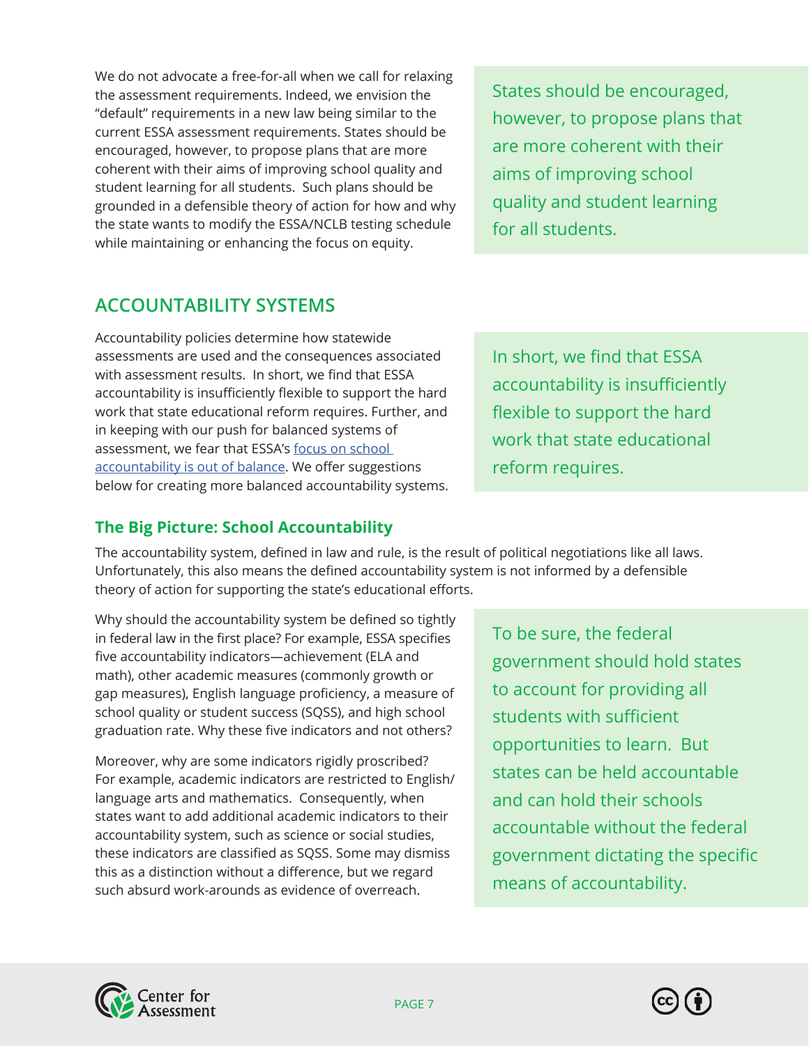We do not advocate a free-for-all when we call for relaxing the assessment requirements. Indeed, we envision the "default" requirements in a new law being similar to the current ESSA assessment requirements. States should be encouraged, however, to propose plans that are more coherent with their aims of improving school quality and student learning for all students. Such plans should be grounded in a defensible theory of action for how and why the state wants to modify the ESSA/NCLB testing schedule while maintaining or enhancing the focus on equity.

> States should be encouraged, however, to propose plans that are more coherent with their aims of improving school quality and student learning for all students.

## ACCOUNTABILITY SYSTEMS

Accountability policies determine how statewide assessments are used and the consequences associated with assessment results. In short, we find that ESSA accountability is insufficiently flexible to support the hard work that state educational reform requires. Further, and in keeping with our push for balanced systems of assessment, we fear that ESSA's focus on school accountability is out of balance. We offer suggestions below for creating more balanced accountability systems.

> In short, we find that ESSA accountability is insufficiently flexible to support the hard work that state educational reform requires.

### The Big Picture: School Accountability

The accountability system, defined in law and rule, is the result of political negotiations like all laws. Unfortunately, this also means the defined accountability system is not informed by a defensible theory of action for supporting the state's educational efforts.

Why should the accountability system be defined so tightly in federal law in the first place? For example, ESSA specifies five accountability indicators—achievement (ELA and math), other academic measures (commonly growth or gap measures), English language proficiency, a measure of school quality or student success (SQSS), and high school graduation rate. Why these five indicators and not others?

Moreover, why are some indicators rigidly proscribed? For example, academic indicators are restricted to English/language arts and mathematics. Consequently, when states want to add additional academic indicators to their accountability system, such as science or social studies, these indicators are classified as SQSS. Some may dismiss this as a distinction without a difference, but we regard such absurd work-arounds as evidence of overreach.

> To be sure, the federal government should hold states to account for providing all students with sufficient opportunities to learn. But states can be held accountable and can hold their schools accountable without the federal government dictating the specific means of accountability.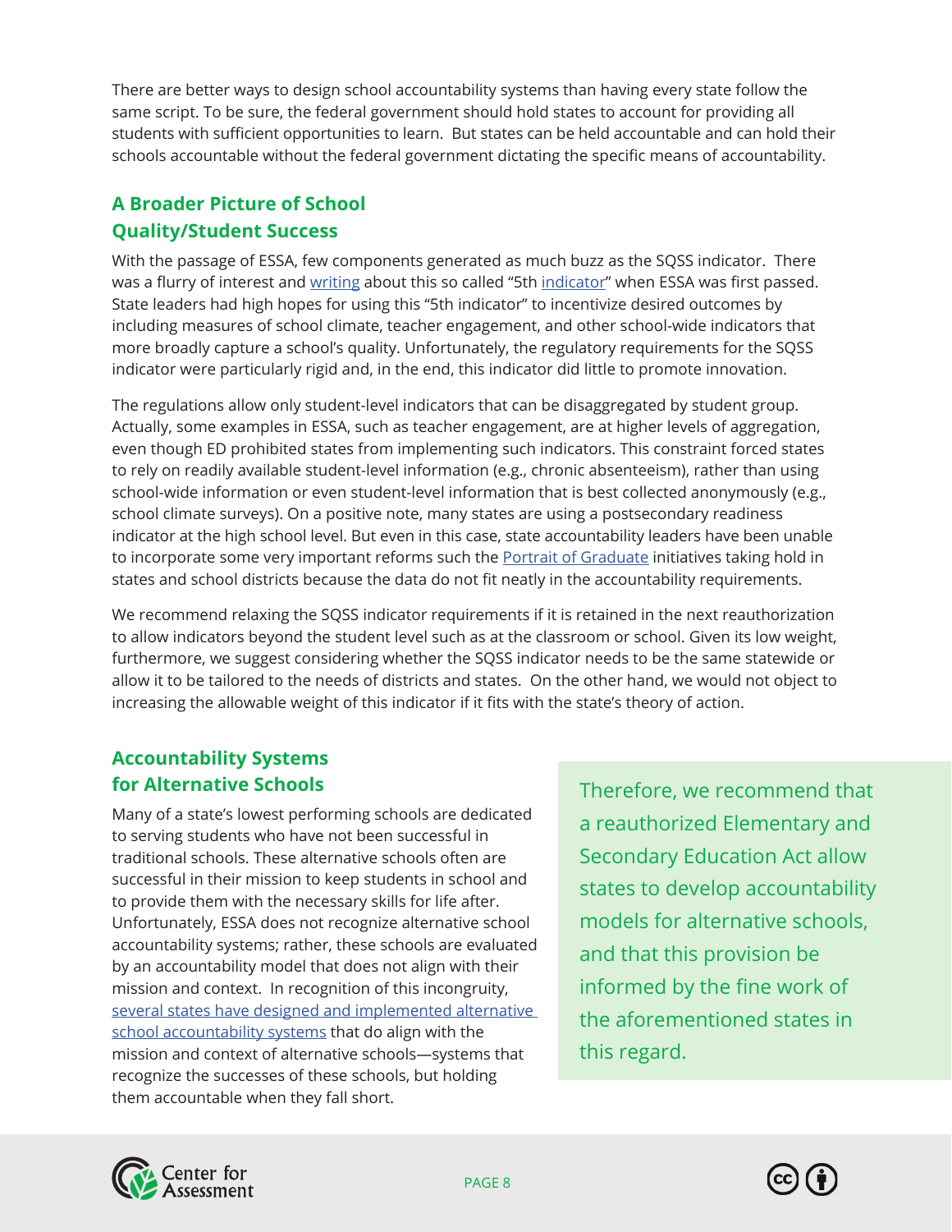There are better ways to design school accountability systems than having every state follow the same script. To be sure, the federal government should hold states to account for providing all students with sufficient opportunities to learn. But states can be held accountable and can hold their schools accountable without the federal government dictating the specific means of accountability.

## A Broader Picture of School Quality/Student Success

With the passage of ESSA, few components generated as much buzz as the SQSS indicator. There was a flurry of interest and writing about this so called "5th indicator" when ESSA was first passed. State leaders had high hopes for using this "5th indicator" to incentivize desired outcomes by including measures of school climate, teacher engagement, and other school-wide indicators that more broadly capture a school's quality. Unfortunately, the regulatory requirements for the SQSS indicator were particularly rigid and, in the end, this indicator did little to promote innovation.

The regulations allow only student-level indicators that can be disaggregated by student group. Actually, some examples in ESSA, such as teacher engagement, are at higher levels of aggregation, even though ED prohibited states from implementing such indicators. This constraint forced states to rely on readily available student-level information (e.g., chronic absenteeism), rather than using school-wide information or even student-level information that is best collected anonymously (e.g., school climate surveys). On a positive note, many states are using a postsecondary readiness indicator at the high school level. But even in this case, state accountability leaders have been unable to incorporate some very important reforms such the Portrait of Graduate initiatives taking hold in states and school districts because the data do not fit neatly in the accountability requirements.

We recommend relaxing the SQSS indicator requirements if it is retained in the next reauthorization to allow indicators beyond the student level such as at the classroom or school. Given its low weight, furthermore, we suggest considering whether the SQSS indicator needs to be the same statewide or allow it to be tailored to the needs of districts and states. On the other hand, we would not object to increasing the allowable weight of this indicator if it fits with the state's theory of action.

## Accountability Systems for Alternative Schools

Many of a state's lowest performing schools are dedicated to serving students who have not been successful in traditional schools. These alternative schools often are successful in their mission to keep students in school and to provide them with the necessary skills for life after. Unfortunately, ESSA does not recognize alternative school accountability systems; rather, these schools are evaluated by an accountability model that does not align with their mission and context. In recognition of this incongruity, several states have designed and implemented alternative school accountability systems that do align with the mission and context of alternative schools—systems that recognize the successes of these schools, but holding them accountable when they fall short.

> Therefore, we recommend that a reauthorized Elementary and Secondary Education Act allow states to develop accountability models for alternative schools, and that this provision be informed by the fine work of the aforementioned states in this regard.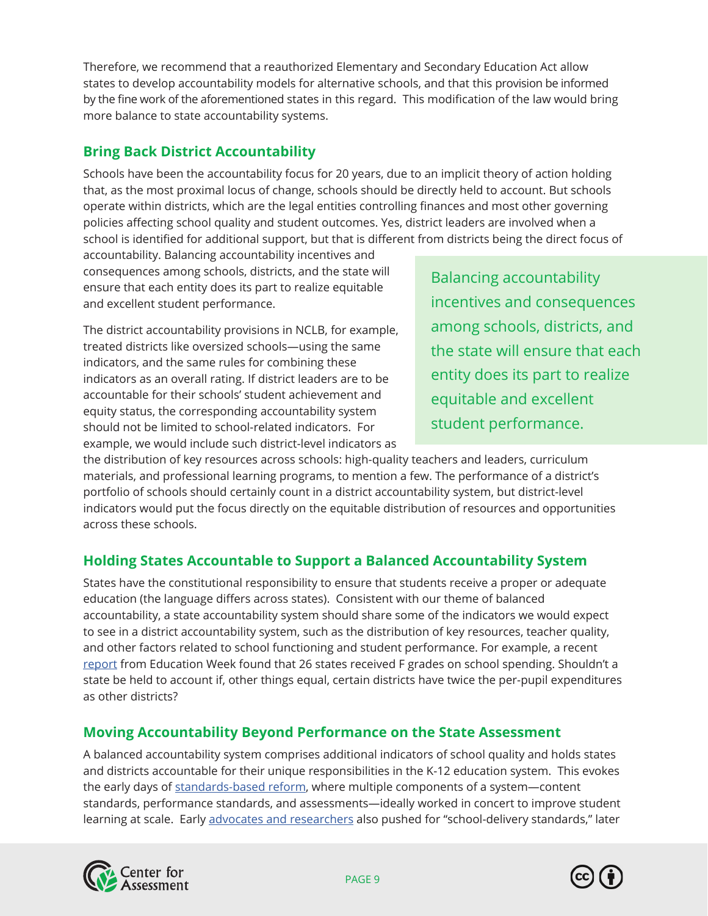Therefore, we recommend that a reauthorized Elementary and Secondary Education Act allow states to develop accountability models for alternative schools, and that this provision be informed by the fine work of the aforementioned states in this regard. This modification of the law would bring more balance to state accountability systems.

## Bring Back District Accountability

Schools have been the accountability focus for 20 years, due to an implicit theory of action holding that, as the most proximal locus of change, schools should be directly held to account. But schools operate within districts, which are the legal entities controlling finances and most other governing policies affecting school quality and student outcomes. Yes, district leaders are involved when a school is identified for additional support, but that is different from districts being the direct focus of accountability. Balancing accountability incentives and consequences among schools, districts, and the state will ensure that each entity does its part to realize equitable and excellent student performance.

> Balancing accountability incentives and consequences among schools, districts, and the state will ensure that each entity does its part to realize equitable and excellent student performance.

The district accountability provisions in NCLB, for example, treated districts like oversized schools—using the same indicators, and the same rules for combining these indicators as an overall rating. If district leaders are to be accountable for their schools' student achievement and equity status, the corresponding accountability system should not be limited to school-related indicators. For example, we would include such district-level indicators as the distribution of key resources across schools: high-quality teachers and leaders, curriculum materials, and professional learning programs, to mention a few. The performance of a district's portfolio of schools should certainly count in a district accountability system, but district-level indicators would put the focus directly on the equitable distribution of resources and opportunities across these schools.

## Holding States Accountable to Support a Balanced Accountability System

States have the constitutional responsibility to ensure that students receive a proper or adequate education (the language differs across states). Consistent with our theme of balanced accountability, a state accountability system should share some of the indicators we would expect to see in a district accountability system, such as the distribution of key resources, teacher quality, and other factors related to school functioning and student performance. For example, a recent report from Education Week found that 26 states received F grades on school spending. Shouldn't a state be held to account if, other things equal, certain districts have twice the per-pupil expenditures as other districts?

## Moving Accountability Beyond Performance on the State Assessment

A balanced accountability system comprises additional indicators of school quality and holds states and districts accountable for their unique responsibilities in the K-12 education system. This evokes the early days of standards-based reform, where multiple components of a system—content standards, performance standards, and assessments—ideally worked in concert to improve student learning at scale. Early advocates and researchers also pushed for "school-delivery standards," later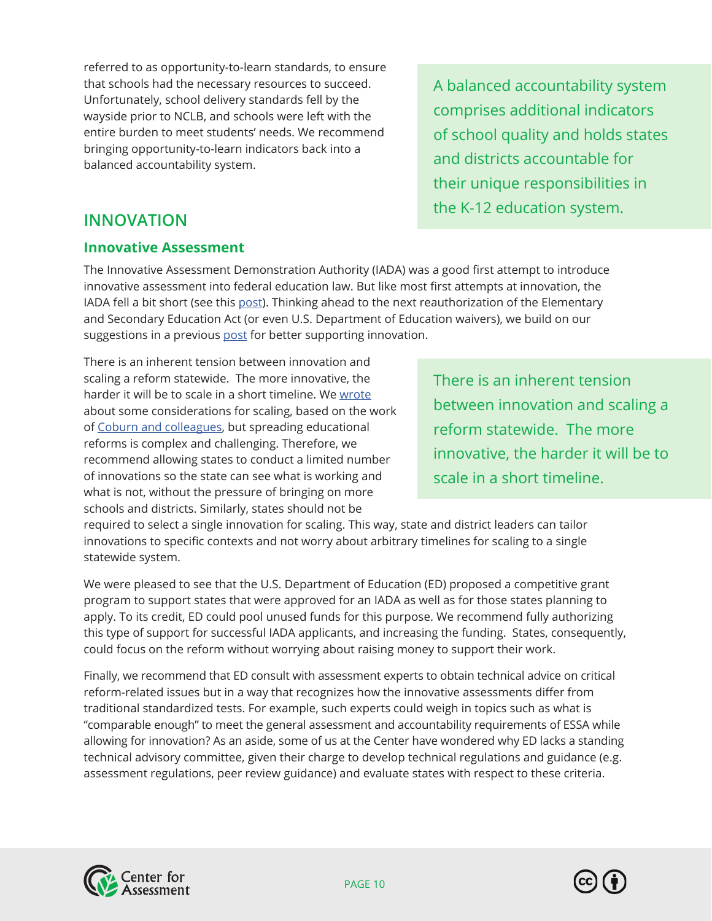referred to as opportunity-to-learn standards, to ensure that schools had the necessary resources to succeed. Unfortunately, school delivery standards fell by the wayside prior to NCLB, and schools were left with the entire burden to meet students' needs. We recommend bringing opportunity-to-learn indicators back into a balanced accountability system.

> A balanced accountability system comprises additional indicators of school quality and holds states and districts accountable for their unique responsibilities in the K-12 education system.

## INNOVATION

### Innovative Assessment

The Innovative Assessment Demonstration Authority (IADA) was a good first attempt to introduce innovative assessment into federal education law. But like most first attempts at innovation, the IADA fell a bit short (see this post). Thinking ahead to the next reauthorization of the Elementary and Secondary Education Act (or even U.S. Department of Education waivers), we build on our suggestions in a previous post for better supporting innovation.

There is an inherent tension between innovation and scaling a reform statewide. The more innovative, the harder it will be to scale in a short timeline. We wrote about some considerations for scaling, based on the work of Coburn and colleagues, but spreading educational reforms is complex and challenging. Therefore, we recommend allowing states to conduct a limited number of innovations so the state can see what is working and what is not, without the pressure of bringing on more schools and districts. Similarly, states should not be required to select a single innovation for scaling. This way, state and district leaders can tailor innovations to specific contexts and not worry about arbitrary timelines for scaling to a single statewide system.

> There is an inherent tension between innovation and scaling a reform statewide. The more innovative, the harder it will be to scale in a short timeline.

We were pleased to see that the U.S. Department of Education (ED) proposed a competitive grant program to support states that were approved for an IADA as well as for those states planning to apply. To its credit, ED could pool unused funds for this purpose. We recommend fully authorizing this type of support for successful IADA applicants, and increasing the funding. States, consequently, could focus on the reform without worrying about raising money to support their work.

Finally, we recommend that ED consult with assessment experts to obtain technical advice on critical reform-related issues but in a way that recognizes how the innovative assessments differ from traditional standardized tests. For example, such experts could weigh in topics such as what is "comparable enough" to meet the general assessment and accountability requirements of ESSA while allowing for innovation? As an aside, some of us at the Center have wondered why ED lacks a standing technical advisory committee, given their charge to develop technical regulations and guidance (e.g. assessment regulations, peer review guidance) and evaluate states with respect to these criteria.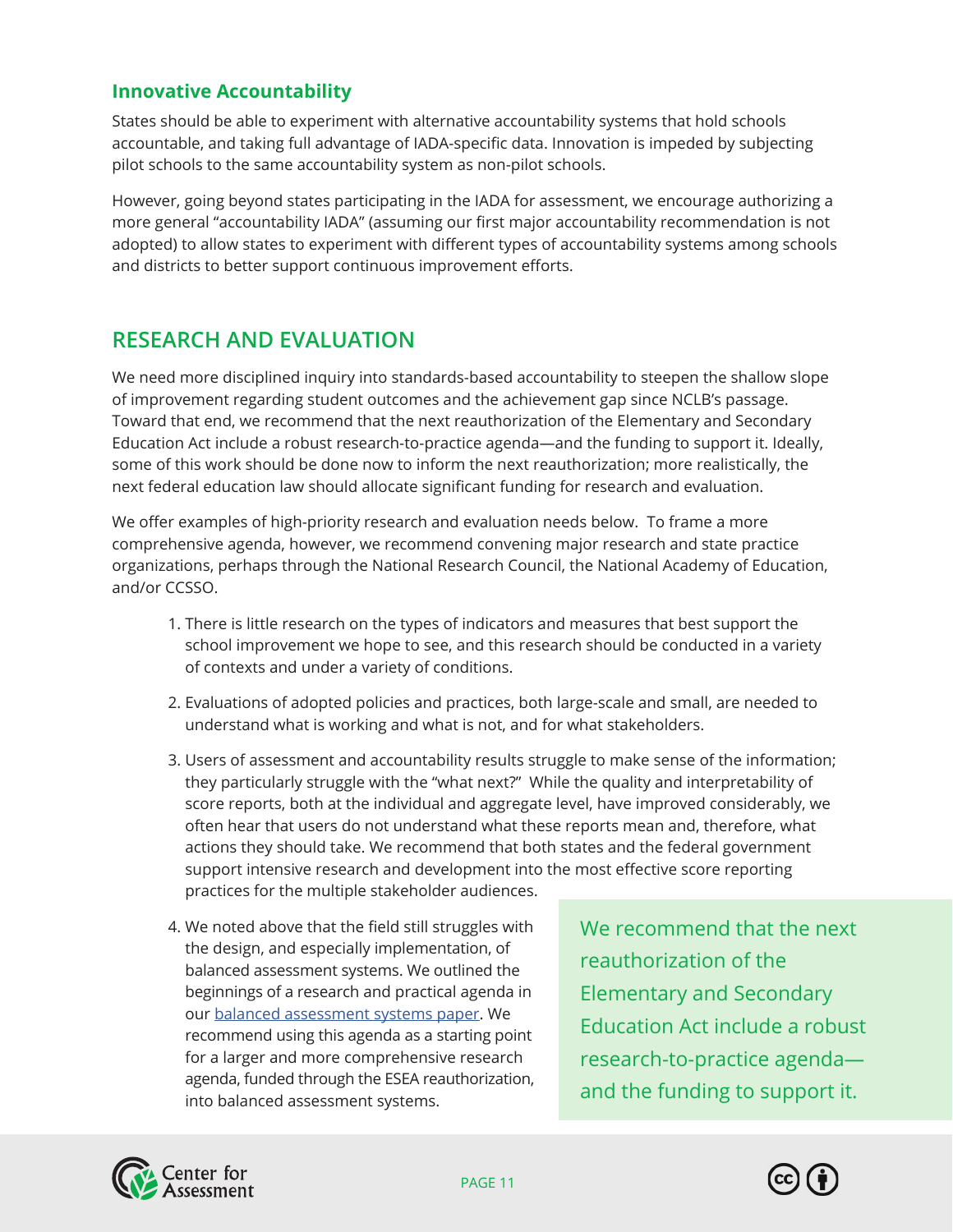### Innovative Accountability

States should be able to experiment with alternative accountability systems that hold schools accountable, and taking full advantage of IADA-specific data. Innovation is impeded by subjecting pilot schools to the same accountability system as non-pilot schools.

However, going beyond states participating in the IADA for assessment, we encourage authorizing a more general "accountability IADA" (assuming our first major accountability recommendation is not adopted) to allow states to experiment with different types of accountability systems among schools and districts to better support continuous improvement efforts.

## RESEARCH AND EVALUATION

We need more disciplined inquiry into standards-based accountability to steepen the shallow slope of improvement regarding student outcomes and the achievement gap since NCLB's passage. Toward that end, we recommend that the next reauthorization of the Elementary and Secondary Education Act include a robust research-to-practice agenda—and the funding to support it. Ideally, some of this work should be done now to inform the next reauthorization; more realistically, the next federal education law should allocate significant funding for research and evaluation.

We offer examples of high-priority research and evaluation needs below. To frame a more comprehensive agenda, however, we recommend convening major research and state practice organizations, perhaps through the National Research Council, the National Academy of Education, and/or CCSSO.

1. There is little research on the types of indicators and measures that best support the school improvement we hope to see, and this research should be conducted in a variety of contexts and under a variety of conditions.
2. Evaluations of adopted policies and practices, both large-scale and small, are needed to understand what is working and what is not, and for what stakeholders.
3. Users of assessment and accountability results struggle to make sense of the information; they particularly struggle with the "what next?" While the quality and interpretability of score reports, both at the individual and aggregate level, have improved considerably, we often hear that users do not understand what these reports mean and, therefore, what actions they should take. We recommend that both states and the federal government support intensive research and development into the most effective score reporting practices for the multiple stakeholder audiences.
4. We noted above that the field still struggles with the design, and especially implementation, of balanced assessment systems. We outlined the beginnings of a research and practical agenda in our balanced assessment systems paper. We recommend using this agenda as a starting point for a larger and more comprehensive research agenda, funded through the ESEA reauthorization, into balanced assessment systems.

> We recommend that the next reauthorization of the Elementary and Secondary Education Act include a robust research-to-practice agenda—and the funding to support it.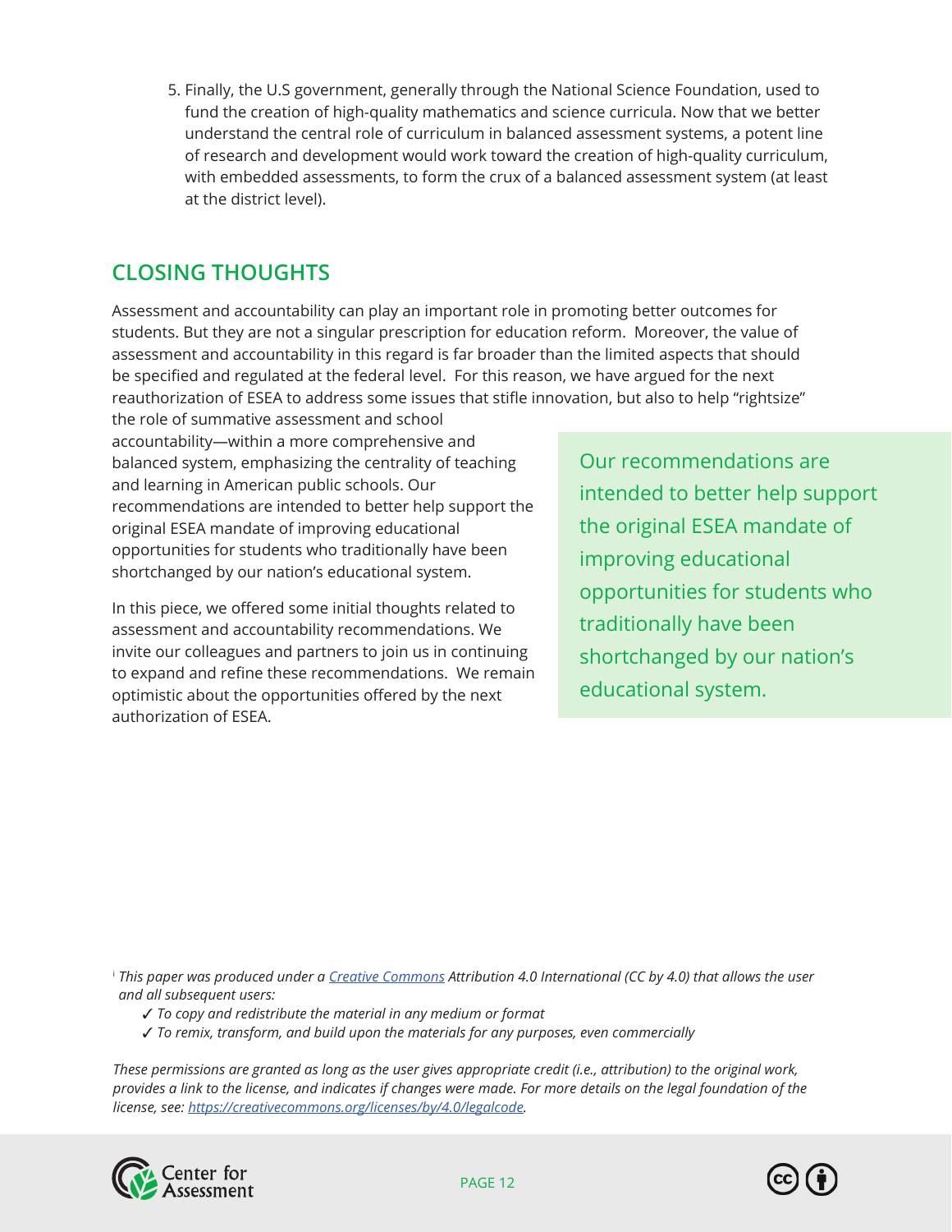5. Finally, the U.S government, generally through the National Science Foundation, used to fund the creation of high-quality mathematics and science curricula. Now that we better understand the central role of curriculum in balanced assessment systems, a potent line of research and development would work toward the creation of high-quality curriculum, with embedded assessments, to form the crux of a balanced assessment system (at least at the district level).

## CLOSING THOUGHTS

Assessment and accountability can play an important role in promoting better outcomes for students. But they are not a singular prescription for education reform. Moreover, the value of assessment and accountability in this regard is far broader than the limited aspects that should be specified and regulated at the federal level. For this reason, we have argued for the next reauthorization of ESEA to address some issues that stifle innovation, but also to help "rightsize" the role of summative assessment and school accountability—within a more comprehensive and balanced system, emphasizing the centrality of teaching and learning in American public schools. Our recommendations are intended to better help support the original ESEA mandate of improving educational opportunities for students who traditionally have been shortchanged by our nation's educational system.

> Our recommendations are intended to better help support the original ESEA mandate of improving educational opportunities for students who traditionally have been shortchanged by our nation's educational system.

In this piece, we offered some initial thoughts related to assessment and accountability recommendations. We invite our colleagues and partners to join us in continuing to expand and refine these recommendations. We remain optimistic about the opportunities offered by the next authorization of ESEA.

---

[i] *This paper was produced under a [Creative Commons](https://creativecommons.org) Attribution 4.0 International (CC by 4.0) that allows the user and all subsequent users:*

- ✓ *To copy and redistribute the material in any medium or format*
- ✓ *To remix, transform, and build upon the materials for any purposes, even commercially*

*These permissions are granted as long as the user gives appropriate credit (i.e., attribution) to the original work, provides a link to the license, and indicates if changes were made. For more details on the legal foundation of the license, see: [https://creativecommons.org/licenses/by/4.0/legalcode](https://creativecommons.org/licenses/by/4.0/legalcode).*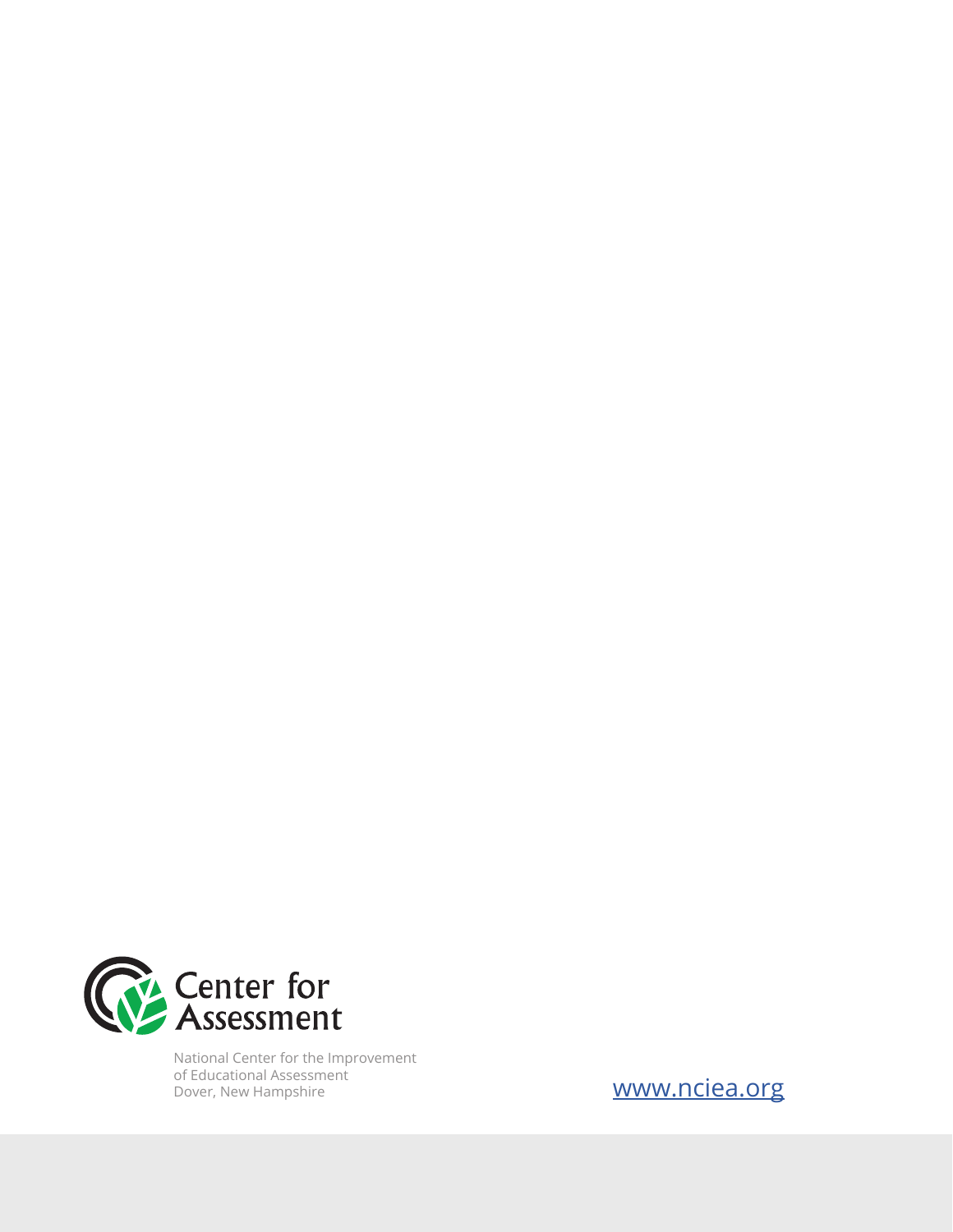Center for Assessment

National Center for the Improvement
of Educational Assessment
Dover, New Hampshire

www.nciea.org